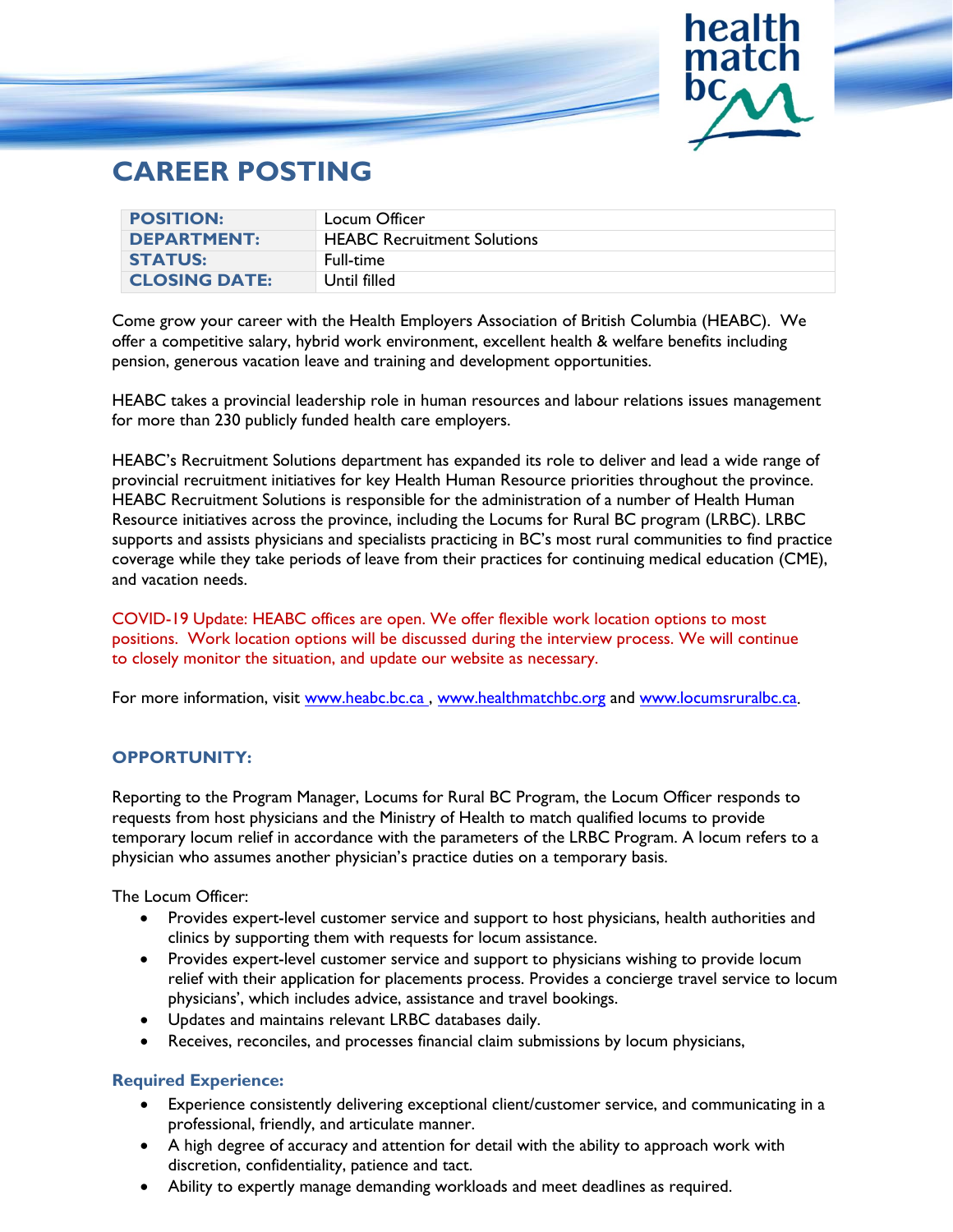# CAREER POSTING

| POSITION: | Locum Officer |
|---|---|
| DEPARTMENT: | HEABC Recruitment Solutions |
| STATUS: | Full-time |
| CLOSING DATE: | Until filled |

Come grow your career with the Health Employers Association of British Columbia (HEABC). We offer a competitive salary, hybrid work environment, excellent health & welfare benefits including pension, generous vacation leave and training and development opportunities.

HEABC takes a provincial leadership role in human resources and labour relations issues management for more than 230 publicly funded health care employers.

HEABC's Recruitment Solutions department has expanded its role to deliver and lead a wide range of provincial recruitment initiatives for key Health Human Resource priorities throughout the province. HEABC Recruitment Solutions is responsible for the administration of a number of Health Human Resource initiatives across the province, including the Locums for Rural BC program (LRBC). LRBC supports and assists physicians and specialists practicing in BC's most rural communities to find practice coverage while they take periods of leave from their practices for continuing medical education (CME), and vacation needs.

COVID-19 Update: HEABC offices are open. We offer flexible work location options to most positions. Work location options will be discussed during the interview process. We will continue to closely monitor the situation, and update our website as necessary.

For more information, visit www.heabc.bc.ca , www.healthmatchbc.org and www.locumsruralbc.ca.

## OPPORTUNITY:

Reporting to the Program Manager, Locums for Rural BC Program, the Locum Officer responds to requests from host physicians and the Ministry of Health to match qualified locums to provide temporary locum relief in accordance with the parameters of the LRBC Program. A locum refers to a physician who assumes another physician's practice duties on a temporary basis.

The Locum Officer:

- Provides expert-level customer service and support to host physicians, health authorities and clinics by supporting them with requests for locum assistance.
- Provides expert-level customer service and support to physicians wishing to provide locum relief with their application for placements process. Provides a concierge travel service to locum physicians', which includes advice, assistance and travel bookings.
- Updates and maintains relevant LRBC databases daily.
- Receives, reconciles, and processes financial claim submissions by locum physicians,

### Required Experience:

- Experience consistently delivering exceptional client/customer service, and communicating in a professional, friendly, and articulate manner.
- A high degree of accuracy and attention for detail with the ability to approach work with discretion, confidentiality, patience and tact.
- Ability to expertly manage demanding workloads and meet deadlines as required.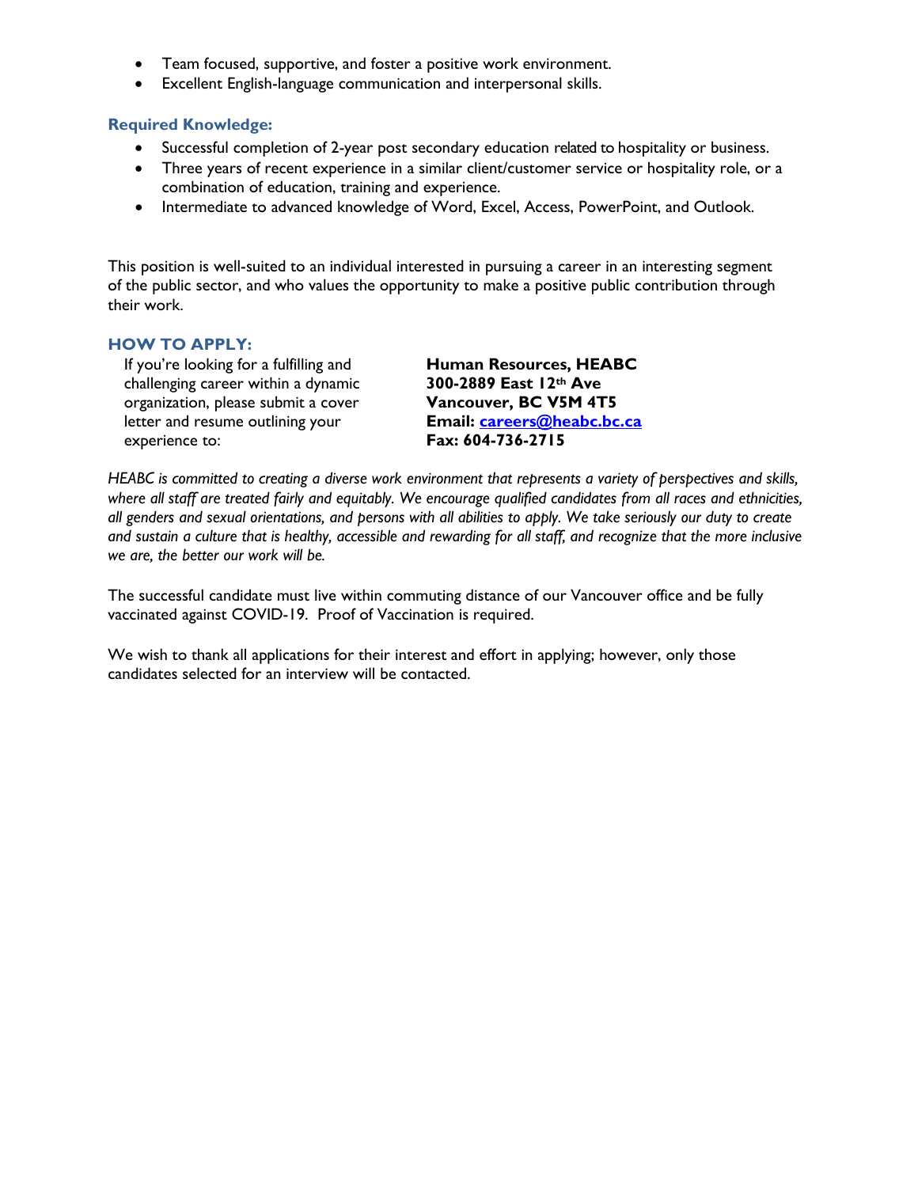- Team focused, supportive, and foster a positive work environment.
- Excellent English-language communication and interpersonal skills.

### Required Knowledge:

- Successful completion of 2-year post secondary education related to hospitality or business.
- Three years of recent experience in a similar client/customer service or hospitality role, or a combination of education, training and experience.
- Intermediate to advanced knowledge of Word, Excel, Access, PowerPoint, and Outlook.

This position is well-suited to an individual interested in pursuing a career in an interesting segment of the public sector, and who values the opportunity to make a positive public contribution through their work.

## HOW TO APPLY:

If you're looking for a fulfilling and challenging career within a dynamic organization, please submit a cover letter and resume outlining your experience to:

**Human Resources, HEABC**
**300-2889 East 12th Ave**
**Vancouver, BC V5M 4T5**
**Email: careers@heabc.bc.ca**
**Fax: 604-736-2715**

*HEABC is committed to creating a diverse work environment that represents a variety of perspectives and skills, where all staff are treated fairly and equitably. We encourage qualified candidates from all races and ethnicities, all genders and sexual orientations, and persons with all abilities to apply. We take seriously our duty to create and sustain a culture that is healthy, accessible and rewarding for all staff, and recognize that the more inclusive we are, the better our work will be.*

The successful candidate must live within commuting distance of our Vancouver office and be fully vaccinated against COVID-19. Proof of Vaccination is required.

We wish to thank all applications for their interest and effort in applying; however, only those candidates selected for an interview will be contacted.